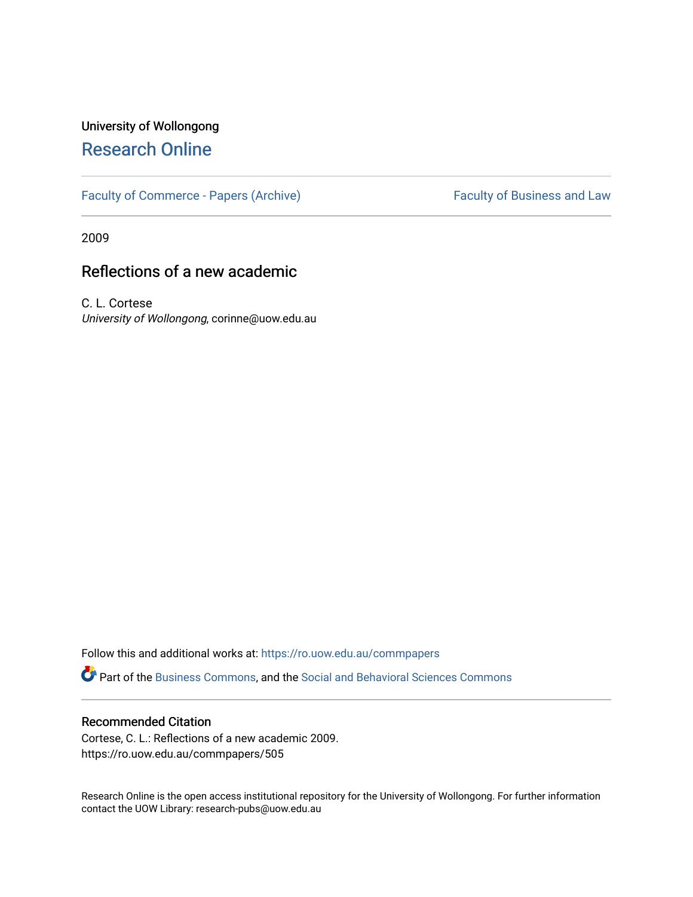University of Wollongong

# Research Online

Faculty of Commerce - Papers (Archive) Faculty of Business and Law

2009

## Reflections of a new academic

C. L. Cortese
*University of Wollongong*, corinne@uow.edu.au

Follow this and additional works at: https://ro.uow.edu.au/commpapers

Part of the Business Commons, and the Social and Behavioral Sciences Commons

### Recommended Citation

Cortese, C. L.: Reflections of a new academic 2009.
https://ro.uow.edu.au/commpapers/505

Research Online is the open access institutional repository for the University of Wollongong. For further information contact the UOW Library: research-pubs@uow.edu.au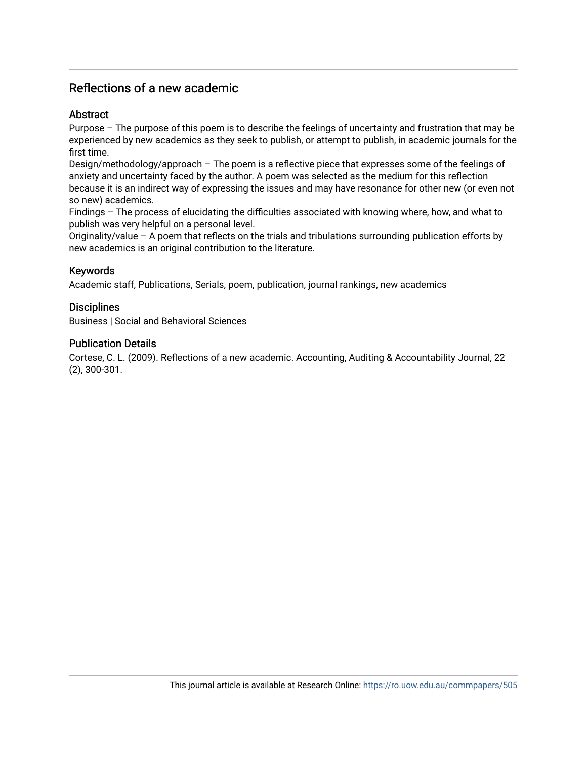# Reflections of a new academic

## Abstract

Purpose – The purpose of this poem is to describe the feelings of uncertainty and frustration that may be experienced by new academics as they seek to publish, or attempt to publish, in academic journals for the first time.

Design/methodology/approach – The poem is a reflective piece that expresses some of the feelings of anxiety and uncertainty faced by the author. A poem was selected as the medium for this reflection because it is an indirect way of expressing the issues and may have resonance for other new (or even not so new) academics.

Findings – The process of elucidating the difficulties associated with knowing where, how, and what to publish was very helpful on a personal level.

Originality/value – A poem that reflects on the trials and tribulations surrounding publication efforts by new academics is an original contribution to the literature.

## Keywords

Academic staff, Publications, Serials, poem, publication, journal rankings, new academics

## Disciplines

Business | Social and Behavioral Sciences

## Publication Details

Cortese, C. L. (2009). Reflections of a new academic. Accounting, Auditing & Accountability Journal, 22 (2), 300-301.

This journal article is available at Research Online: https://ro.uow.edu.au/commpapers/505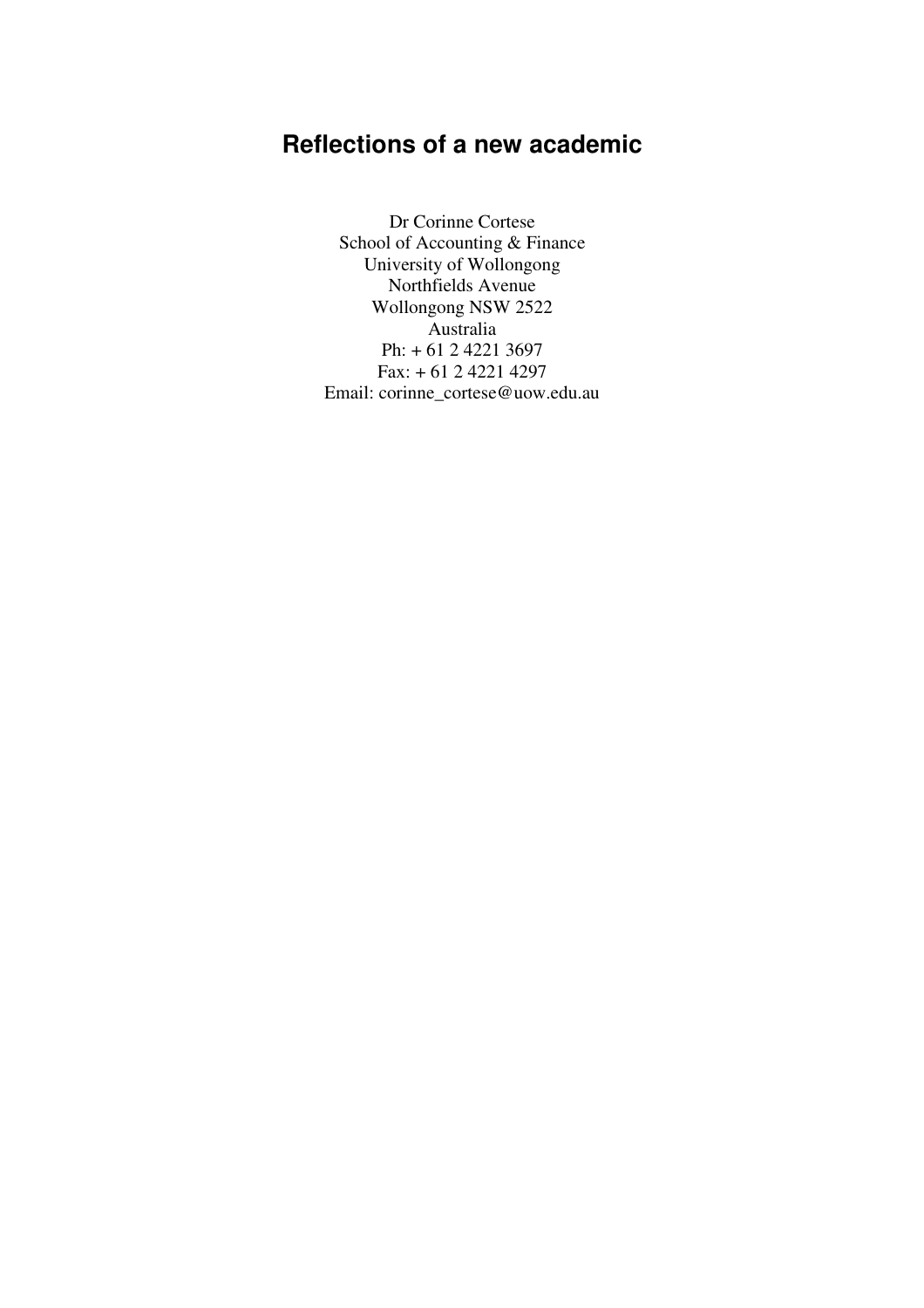# Reflections of a new academic

Dr Corinne Cortese
School of Accounting & Finance
University of Wollongong
Northfields Avenue
Wollongong NSW 2522
Australia
Ph: + 61 2 4221 3697
Fax: + 61 2 4221 4297
Email: corinne_cortese@uow.edu.au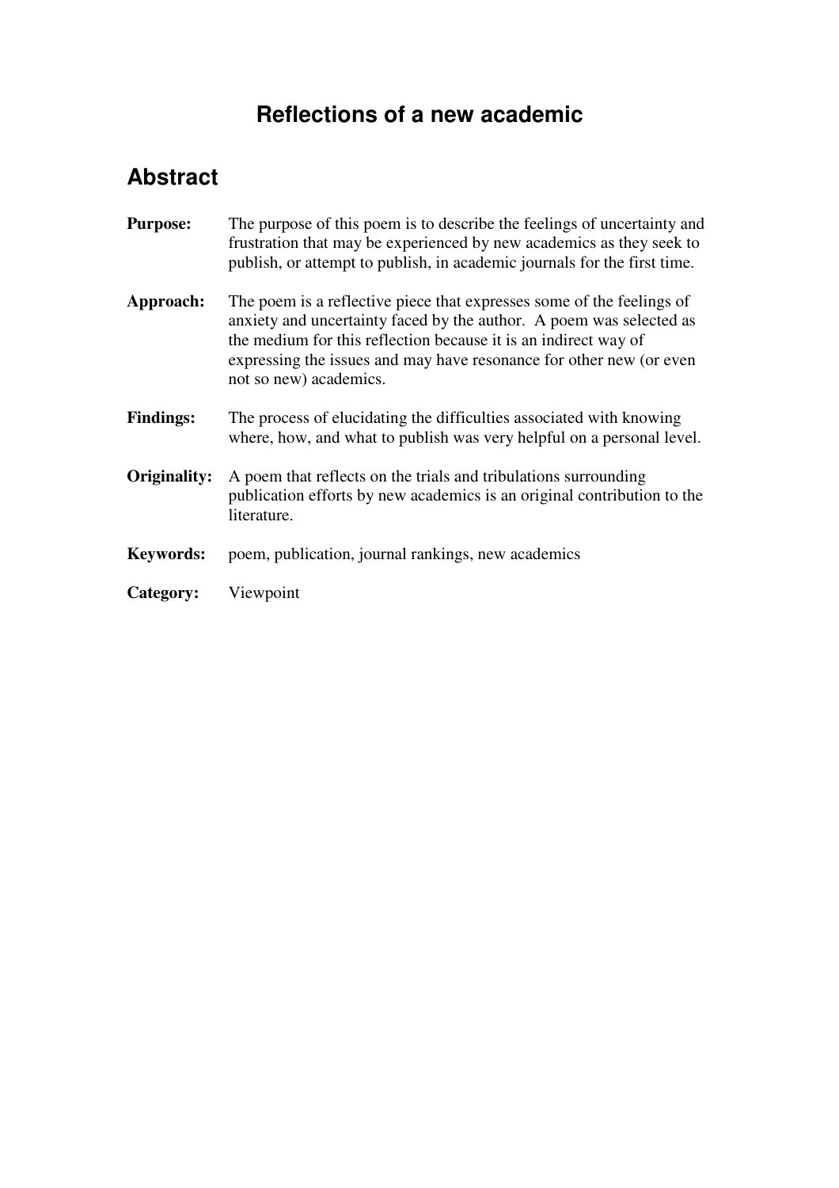# Reflections of a new academic

## Abstract

**Purpose:** The purpose of this poem is to describe the feelings of uncertainty and frustration that may be experienced by new academics as they seek to publish, or attempt to publish, in academic journals for the first time.

**Approach:** The poem is a reflective piece that expresses some of the feelings of anxiety and uncertainty faced by the author. A poem was selected as the medium for this reflection because it is an indirect way of expressing the issues and may have resonance for other new (or even not so new) academics.

**Findings:** The process of elucidating the difficulties associated with knowing where, how, and what to publish was very helpful on a personal level.

**Originality:** A poem that reflects on the trials and tribulations surrounding publication efforts by new academics is an original contribution to the literature.

**Keywords:** poem, publication, journal rankings, new academics

**Category:** Viewpoint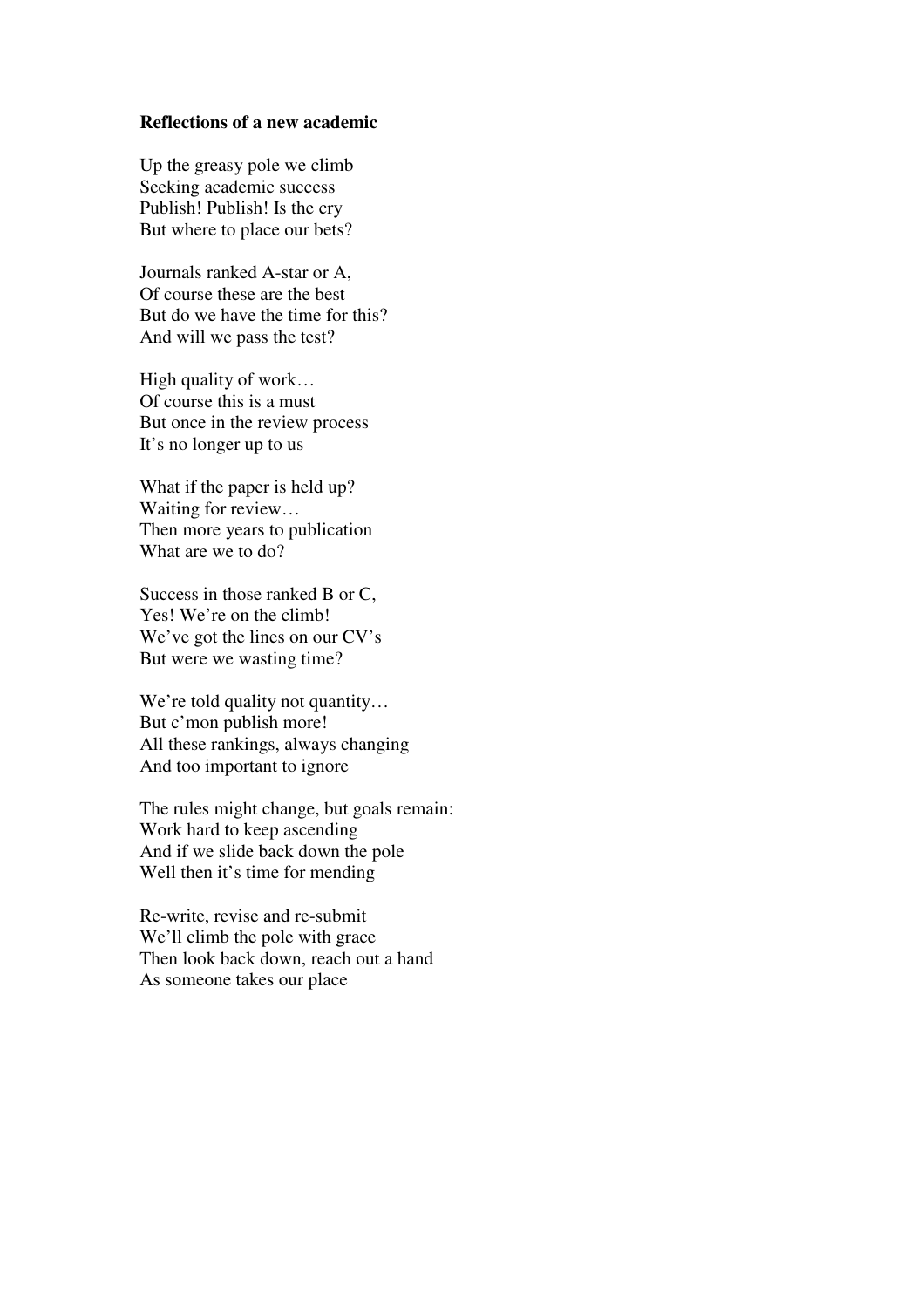**Reflections of a new academic**

Up the greasy pole we climb  
Seeking academic success  
Publish! Publish! Is the cry  
But where to place our bets?

Journals ranked A-star or A,  
Of course these are the best  
But do we have the time for this?  
And will we pass the test?

High quality of work…  
Of course this is a must  
But once in the review process  
It's no longer up to us

What if the paper is held up?  
Waiting for review…  
Then more years to publication  
What are we to do?

Success in those ranked B or C,  
Yes! We're on the climb!  
We've got the lines on our CV's  
But were we wasting time?

We're told quality not quantity…  
But c'mon publish more!  
All these rankings, always changing  
And too important to ignore

The rules might change, but goals remain:  
Work hard to keep ascending  
And if we slide back down the pole  
Well then it's time for mending

Re-write, revise and re-submit  
We'll climb the pole with grace  
Then look back down, reach out a hand  
As someone takes our place